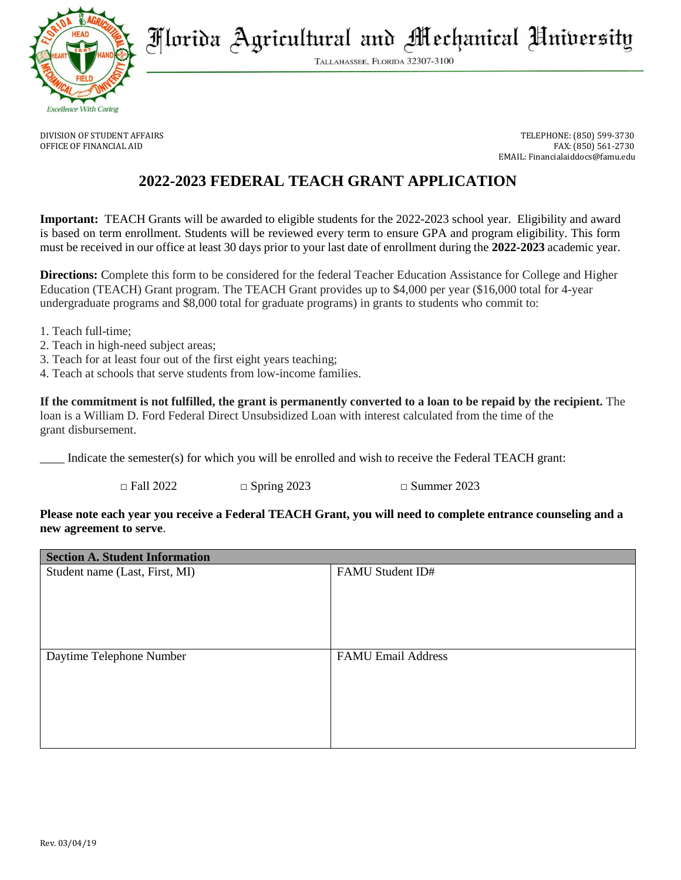# Florida Agricultural and Mechanical University

Tallahassee, Florida 32307-3100

Excellence With Caring

DIVISION OF STUDENT AFFAIRS
OFFICE OF FINANCIAL AID

TELEPHONE: (850) 599-3730
FAX: (850) 561-2730
EMAIL: Financialaiddocs@famu.edu

## 2022-2023 FEDERAL TEACH GRANT APPLICATION

**Important:** TEACH Grants will be awarded to eligible students for the 2022-2023 school year. Eligibility and award is based on term enrollment. Students will be reviewed every term to ensure GPA and program eligibility. This form must be received in our office at least 30 days prior to your last date of enrollment during the **2022-2023** academic year.

**Directions:** Complete this form to be considered for the federal Teacher Education Assistance for College and Higher Education (TEACH) Grant program. The TEACH Grant provides up to $4,000 per year ($16,000 total for 4-year undergraduate programs and $8,000 total for graduate programs) in grants to students who commit to:

1. Teach full-time;
2. Teach in high-need subject areas;
3. Teach for at least four out of the first eight years teaching;
4. Teach at schools that serve students from low-income families.

**If the commitment is not fulfilled, the grant is permanently converted to a loan to be repaid by the recipient.** The loan is a William D. Ford Federal Direct Unsubsidized Loan with interest calculated from the time of the grant disbursement.

____ Indicate the semester(s) for which you will be enrolled and wish to receive the Federal TEACH grant:

□ Fall 2022 □ Spring 2023 □ Summer 2023

**Please note each year you receive a Federal TEACH Grant, you will need to complete entrance counseling and a new agreement to serve**.

| **Section A. Student Information** | |
|---|---|
| Student name (Last, First, MI) | FAMU Student ID# |
| Daytime Telephone Number | FAMU Email Address |

Rev. 03/04/19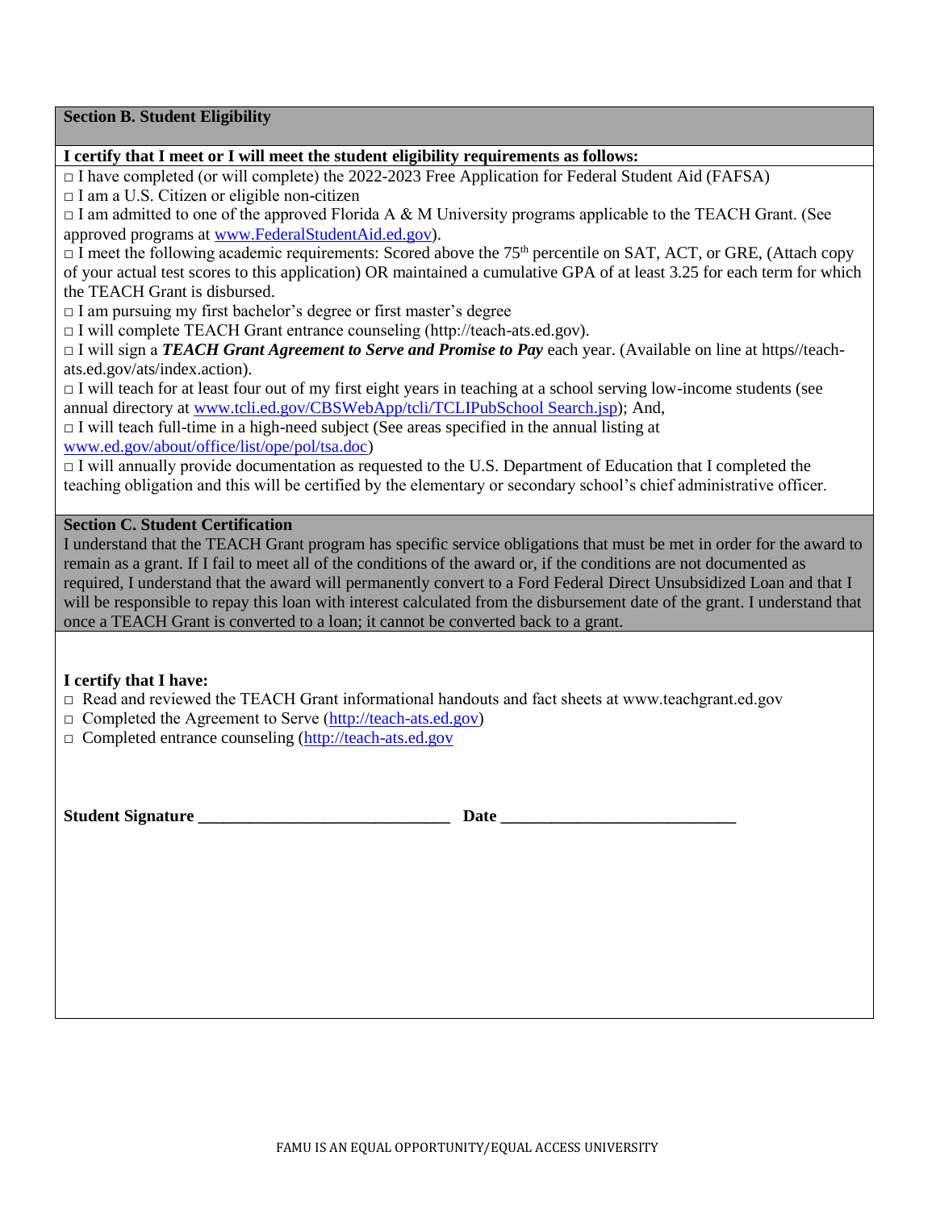**Section B. Student Eligibility**

**I certify that I meet or I will meet the student eligibility requirements as follows:**

□ I have completed (or will complete) the 2022-2023 Free Application for Federal Student Aid (FAFSA)
□ I am a U.S. Citizen or eligible non-citizen
□ I am admitted to one of the approved Florida A & M University programs applicable to the TEACH Grant. (See approved programs at [www.FederalStudentAid.ed.gov](http://www.FederalStudentAid.ed.gov)).
□ I meet the following academic requirements: Scored above the 75th percentile on SAT, ACT, or GRE, (Attach copy of your actual test scores to this application) OR maintained a cumulative GPA of at least 3.25 for each term for which the TEACH Grant is disbursed.
□ I am pursuing my first bachelor's degree or first master's degree
□ I will complete TEACH Grant entrance counseling (http://teach-ats.ed.gov).
□ I will sign a ***TEACH Grant Agreement to Serve and Promise to Pay*** each year. (Available on line at https//teach-ats.ed.gov/ats/index.action).
□ I will teach for at least four out of my first eight years in teaching at a school serving low-income students (see annual directory at [www.tcli.ed.gov/CBSWebApp/tcli/TCLIPubSchool Search.jsp](http://www.tcli.ed.gov/CBSWebApp/tcli/TCLIPubSchoolSearch.jsp)); And,
□ I will teach full-time in a high-need subject (See areas specified in the annual listing at [www.ed.gov/about/office/list/ope/pol/tsa.doc](http://www.ed.gov/about/office/list/ope/pol/tsa.doc))
□ I will annually provide documentation as requested to the U.S. Department of Education that I completed the teaching obligation and this will be certified by the elementary or secondary school's chief administrative officer.

**Section C. Student Certification**

I understand that the TEACH Grant program has specific service obligations that must be met in order for the award to remain as a grant. If I fail to meet all of the conditions of the award or, if the conditions are not documented as required, I understand that the award will permanently convert to a Ford Federal Direct Unsubsidized Loan and that I will be responsible to repay this loan with interest calculated from the disbursement date of the grant. I understand that once a TEACH Grant is converted to a loan; it cannot be converted back to a grant.

**I certify that I have:**

□ Read and reviewed the TEACH Grant informational handouts and fact sheets at www.teachgrant.ed.gov
□ Completed the Agreement to Serve ([http://teach-ats.ed.gov](http://teach-ats.ed.gov))
□ Completed entrance counseling ([http://teach-ats.ed.gov](http://teach-ats.ed.gov)

**Student Signature** ______________________________ **Date** ____________________________

FAMU IS AN EQUAL OPPORTUNITY/EQUAL ACCESS UNIVERSITY